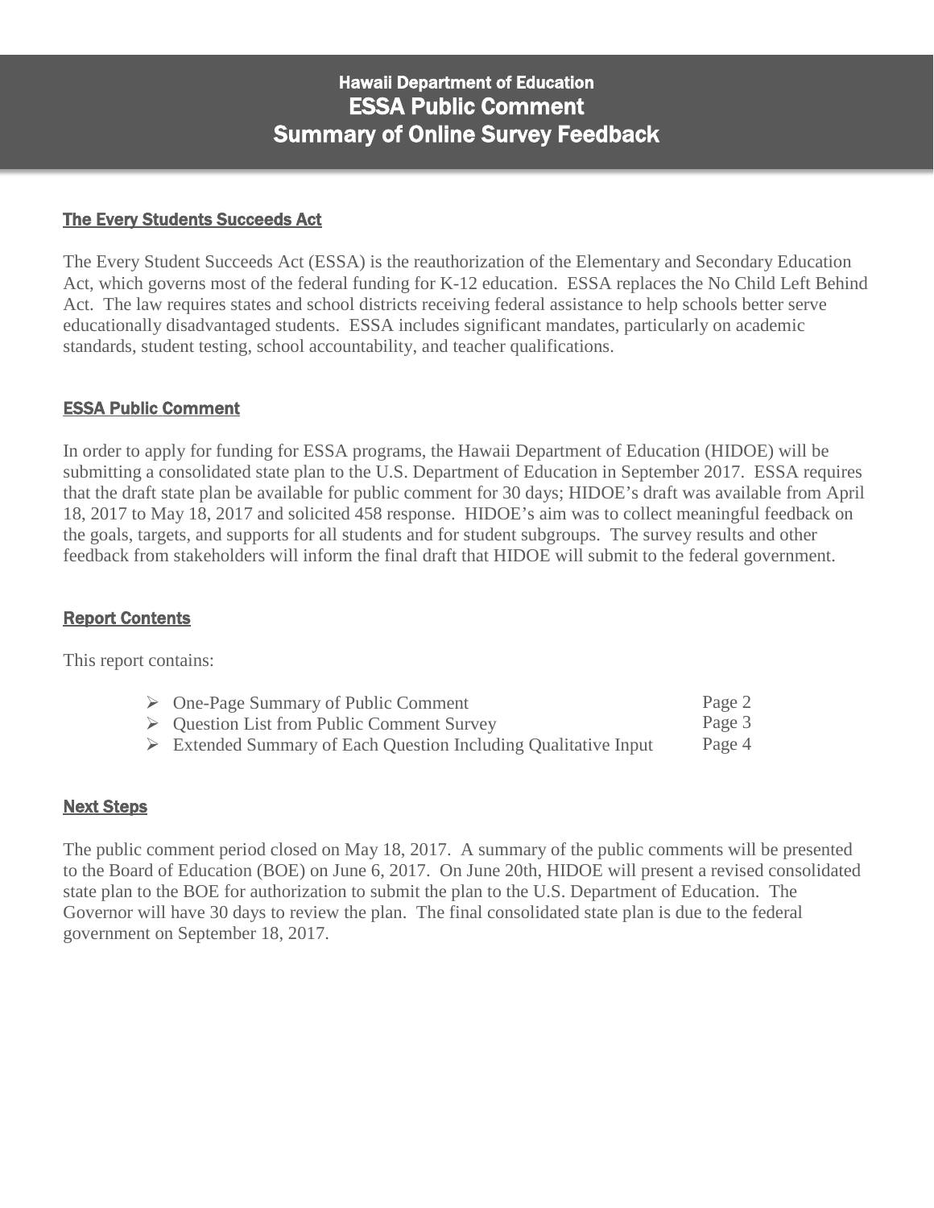# Hawaii Department of Education
# ESSA Public Comment
# Summary of Online Survey Feedback

## The Every Students Succeeds Act

The Every Student Succeeds Act (ESSA) is the reauthorization of the Elementary and Secondary Education Act, which governs most of the federal funding for K-12 education. ESSA replaces the No Child Left Behind Act. The law requires states and school districts receiving federal assistance to help schools better serve educationally disadvantaged students. ESSA includes significant mandates, particularly on academic standards, student testing, school accountability, and teacher qualifications.

## ESSA Public Comment

In order to apply for funding for ESSA programs, the Hawaii Department of Education (HIDOE) will be submitting a consolidated state plan to the U.S. Department of Education in September 2017. ESSA requires that the draft state plan be available for public comment for 30 days; HIDOE's draft was available from April 18, 2017 to May 18, 2017 and solicited 458 response. HIDOE's aim was to collect meaningful feedback on the goals, targets, and supports for all students and for student subgroups. The survey results and other feedback from stakeholders will inform the final draft that HIDOE will submit to the federal government.

## Report Contents

This report contains:

- One-Page Summary of Public Comment — Page 2
- Question List from Public Comment Survey — Page 3
- Extended Summary of Each Question Including Qualitative Input — Page 4

## Next Steps

The public comment period closed on May 18, 2017. A summary of the public comments will be presented to the Board of Education (BOE) on June 6, 2017. On June 20th, HIDOE will present a revised consolidated state plan to the BOE for authorization to submit the plan to the U.S. Department of Education. The Governor will have 30 days to review the plan. The final consolidated state plan is due to the federal government on September 18, 2017.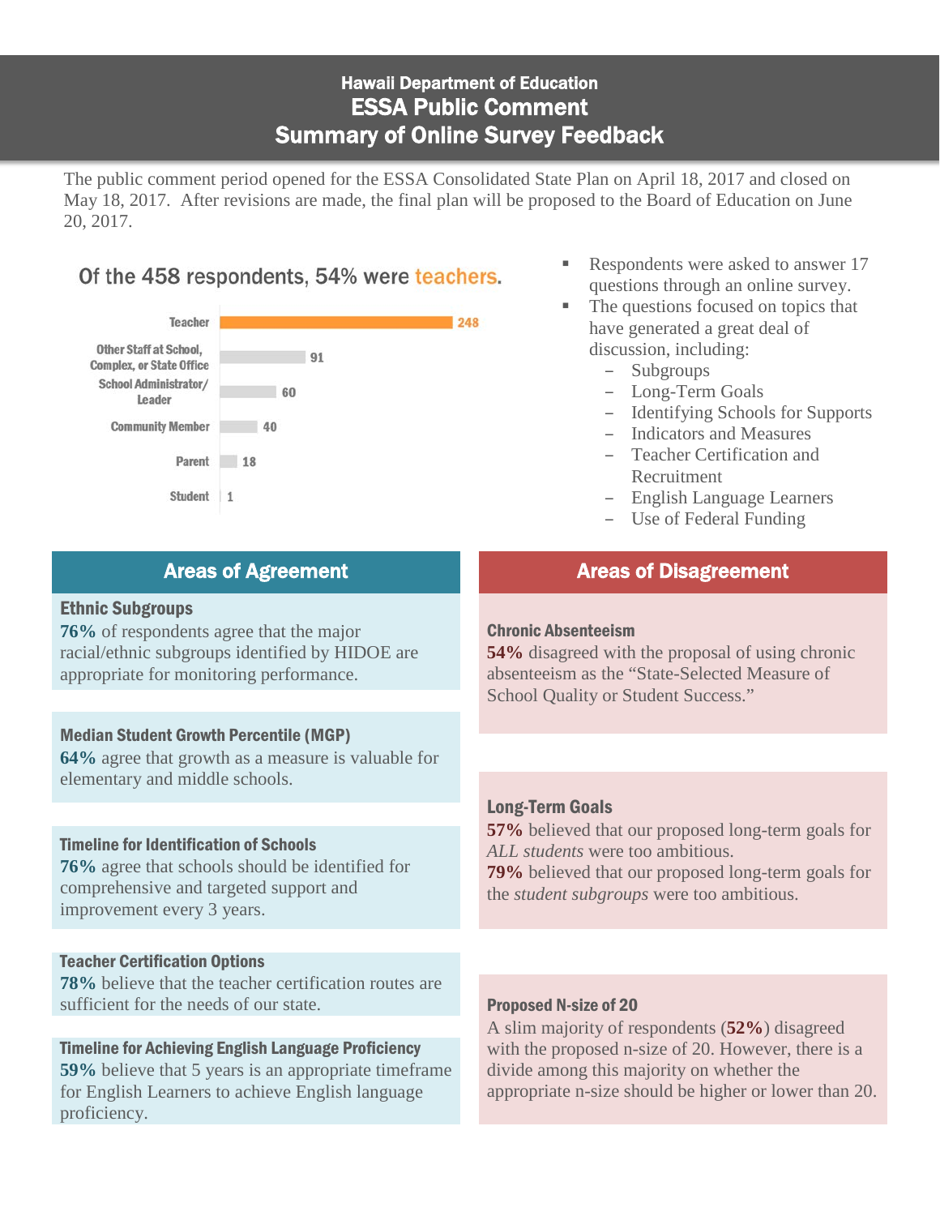# Hawaii Department of Education
# ESSA Public Comment
# Summary of Online Survey Feedback

The public comment period opened for the ESSA Consolidated State Plan on April 18, 2017 and closed on May 18, 2017. After revisions are made, the final plan will be proposed to the Board of Education on June 20, 2017.

### Of the 458 respondents, 54% were teachers.

| Respondent | Count |
|---|---|
| Teacher | 248 |
| Other Staff at School, Complex, or State Office | 91 |
| School Administrator/ Leader | 60 |
| Community Member | 40 |
| Parent | 18 |
| Student | 1 |

- Respondents were asked to answer 17 questions through an online survey.
- The questions focused on topics that have generated a great deal of discussion, including:
  - Subgroups
  - Long-Term Goals
  - Identifying Schools for Supports
  - Indicators and Measures
  - Teacher Certification and Recruitment
  - English Language Learners
  - Use of Federal Funding

## Areas of Agreement

**Ethnic Subgroups**
**76%** of respondents agree that the major racial/ethnic subgroups identified by HIDOE are appropriate for monitoring performance.

**Median Student Growth Percentile (MGP)**
**64%** agree that growth as a measure is valuable for elementary and middle schools.

**Timeline for Identification of Schools**
**76%** agree that schools should be identified for comprehensive and targeted support and improvement every 3 years.

**Teacher Certification Options**
**78%** believe that the teacher certification routes are sufficient for the needs of our state.

**Timeline for Achieving English Language Proficiency**
**59%** believe that 5 years is an appropriate timeframe for English Learners to achieve English language proficiency.

## Areas of Disagreement

**Chronic Absenteeism**
**54%** disagreed with the proposal of using chronic absenteeism as the "State-Selected Measure of School Quality or Student Success."

**Long-Term Goals**
**57%** believed that our proposed long-term goals for *ALL students* were too ambitious.
**79%** believed that our proposed long-term goals for the *student subgroups* were too ambitious.

**Proposed N-size of 20**
A slim majority of respondents (**52%**) disagreed with the proposed n-size of 20. However, there is a divide among this majority on whether the appropriate n-size should be higher or lower than 20.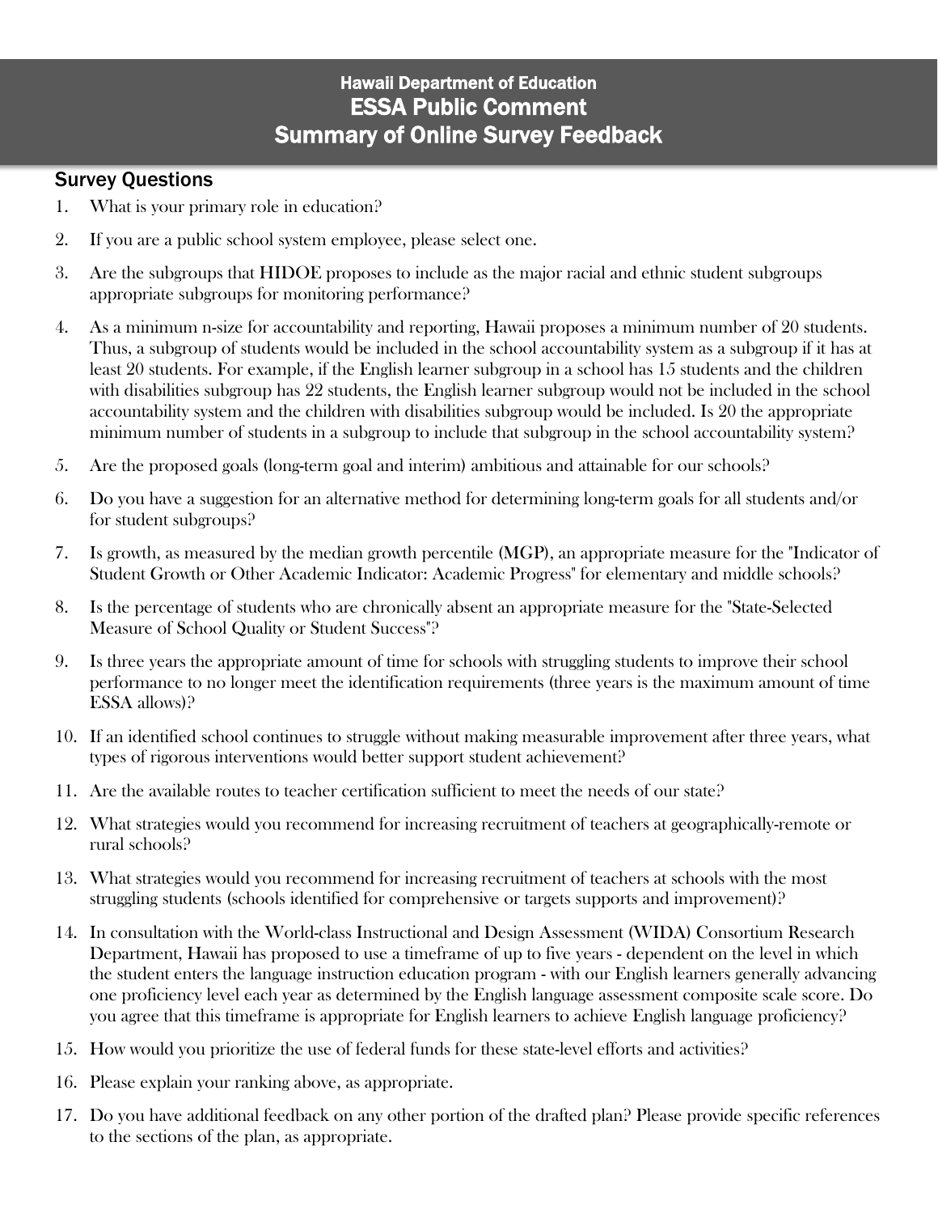# Hawaii Department of Education
# ESSA Public Comment
# Summary of Online Survey Feedback

## Survey Questions

1. What is your primary role in education?
2. If you are a public school system employee, please select one.
3. Are the subgroups that HIDOE proposes to include as the major racial and ethnic student subgroups appropriate subgroups for monitoring performance?
4. As a minimum n-size for accountability and reporting, Hawaii proposes a minimum number of 20 students. Thus, a subgroup of students would be included in the school accountability system as a subgroup if it has at least 20 students. For example, if the English learner subgroup in a school has 15 students and the children with disabilities subgroup has 22 students, the English learner subgroup would not be included in the school accountability system and the children with disabilities subgroup would be included. Is 20 the appropriate minimum number of students in a subgroup to include that subgroup in the school accountability system?
5. Are the proposed goals (long-term goal and interim) ambitious and attainable for our schools?
6. Do you have a suggestion for an alternative method for determining long-term goals for all students and/or for student subgroups?
7. Is growth, as measured by the median growth percentile (MGP), an appropriate measure for the "Indicator of Student Growth or Other Academic Indicator: Academic Progress" for elementary and middle schools?
8. Is the percentage of students who are chronically absent an appropriate measure for the "State-Selected Measure of School Quality or Student Success"?
9. Is three years the appropriate amount of time for schools with struggling students to improve their school performance to no longer meet the identification requirements (three years is the maximum amount of time ESSA allows)?
10. If an identified school continues to struggle without making measurable improvement after three years, what types of rigorous interventions would better support student achievement?
11. Are the available routes to teacher certification sufficient to meet the needs of our state?
12. What strategies would you recommend for increasing recruitment of teachers at geographically-remote or rural schools?
13. What strategies would you recommend for increasing recruitment of teachers at schools with the most struggling students (schools identified for comprehensive or targets supports and improvement)?
14. In consultation with the World-class Instructional and Design Assessment (WIDA) Consortium Research Department, Hawaii has proposed to use a timeframe of up to five years - dependent on the level in which the student enters the language instruction education program - with our English learners generally advancing one proficiency level each year as determined by the English language assessment composite scale score. Do you agree that this timeframe is appropriate for English learners to achieve English language proficiency?
15. How would you prioritize the use of federal funds for these state-level efforts and activities?
16. Please explain your ranking above, as appropriate.
17. Do you have additional feedback on any other portion of the drafted plan? Please provide specific references to the sections of the plan, as appropriate.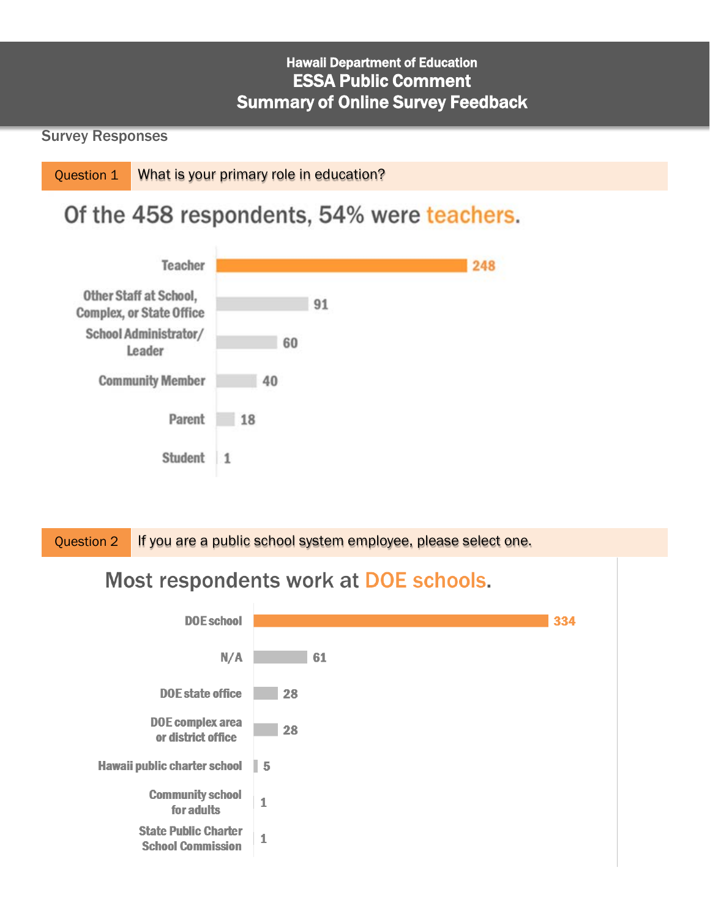# Hawaii Department of Education
## ESSA Public Comment
## Summary of Online Survey Feedback

### Survey Responses

**Question 1** What is your primary role in education?

Of the 458 respondents, 54% were teachers.

| Role | Count |
|---|---|
| Teacher | 248 |
| Other Staff at School, Complex, or State Office | 91 |
| School Administrator/ Leader | 60 |
| Community Member | 40 |
| Parent | 18 |
| Student | 1 |

**Question 2** If you are a public school system employee, please select one.

Most respondents work at DOE schools.

| Employer | Count |
|---|---|
| DOE school | 334 |
| N/A | 61 |
| DOE state office | 28 |
| DOE complex area or district office | 28 |
| Hawaii public charter school | 5 |
| Community school for adults | 1 |
| State Public Charter School Commission | 1 |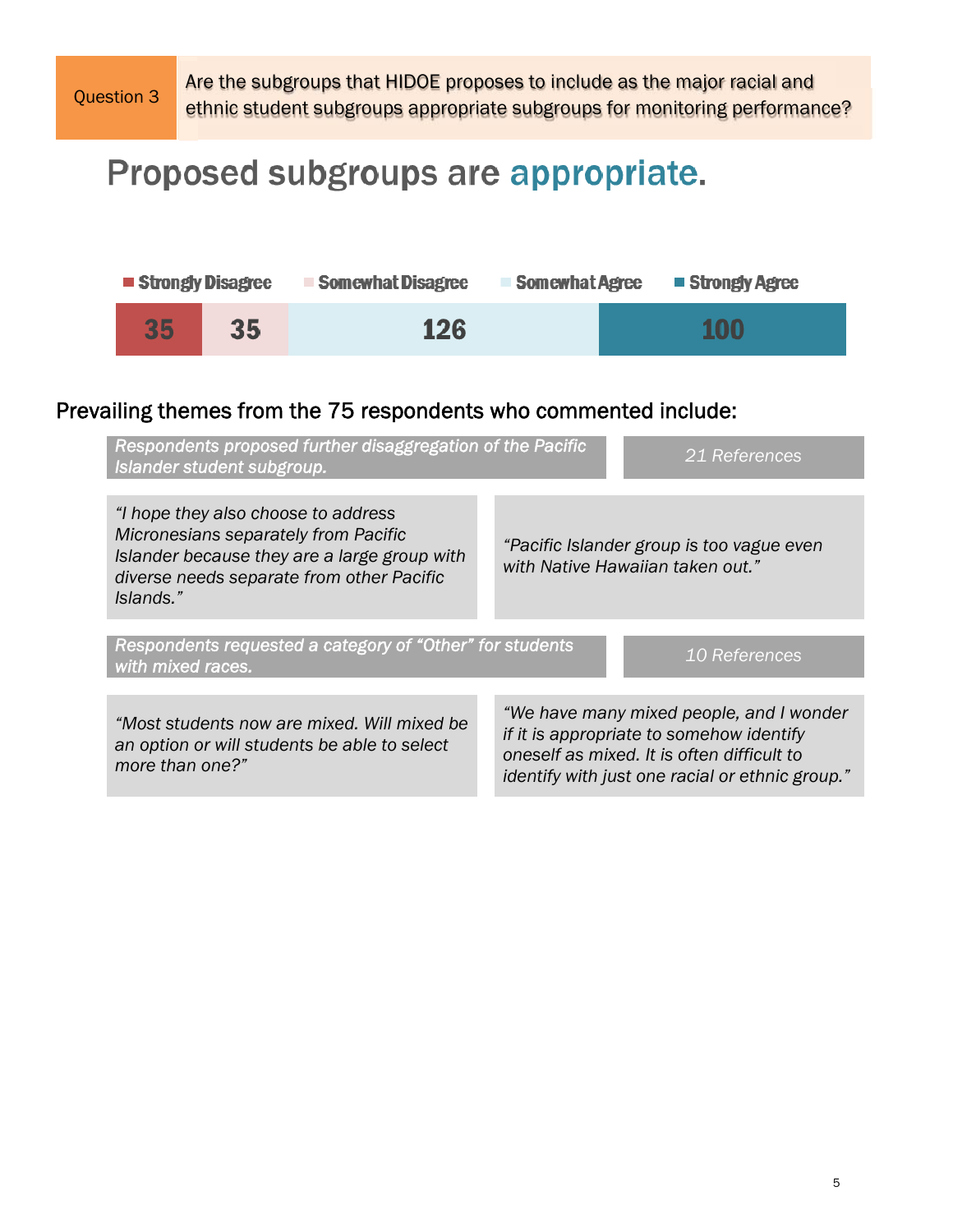Question 3

Are the subgroups that HIDOE proposes to include as the major racial and ethnic student subgroups appropriate subgroups for monitoring performance?

# Proposed subgroups are appropriate.

| Strongly Disagree | Somewhat Disagree | Somewhat Agree | Strongly Agree |
| --- | --- | --- | --- |
| 35 | 35 | 126 | 100 |

Prevailing themes from the 75 respondents who commented include:

*Respondents proposed further disaggregation of the Pacific Islander student subgroup.* — *21 References*

*"I hope they also choose to address Micronesians separately from Pacific Islander because they are a large group with diverse needs separate from other Pacific Islands."*

*"Pacific Islander group is too vague even with Native Hawaiian taken out."*

*Respondents requested a category of "Other" for students with mixed races.* — *10 References*

*"Most students now are mixed. Will mixed be an option or will students be able to select more than one?"*

*"We have many mixed people, and I wonder if it is appropriate to somehow identify oneself as mixed. It is often difficult to identify with just one racial or ethnic group."*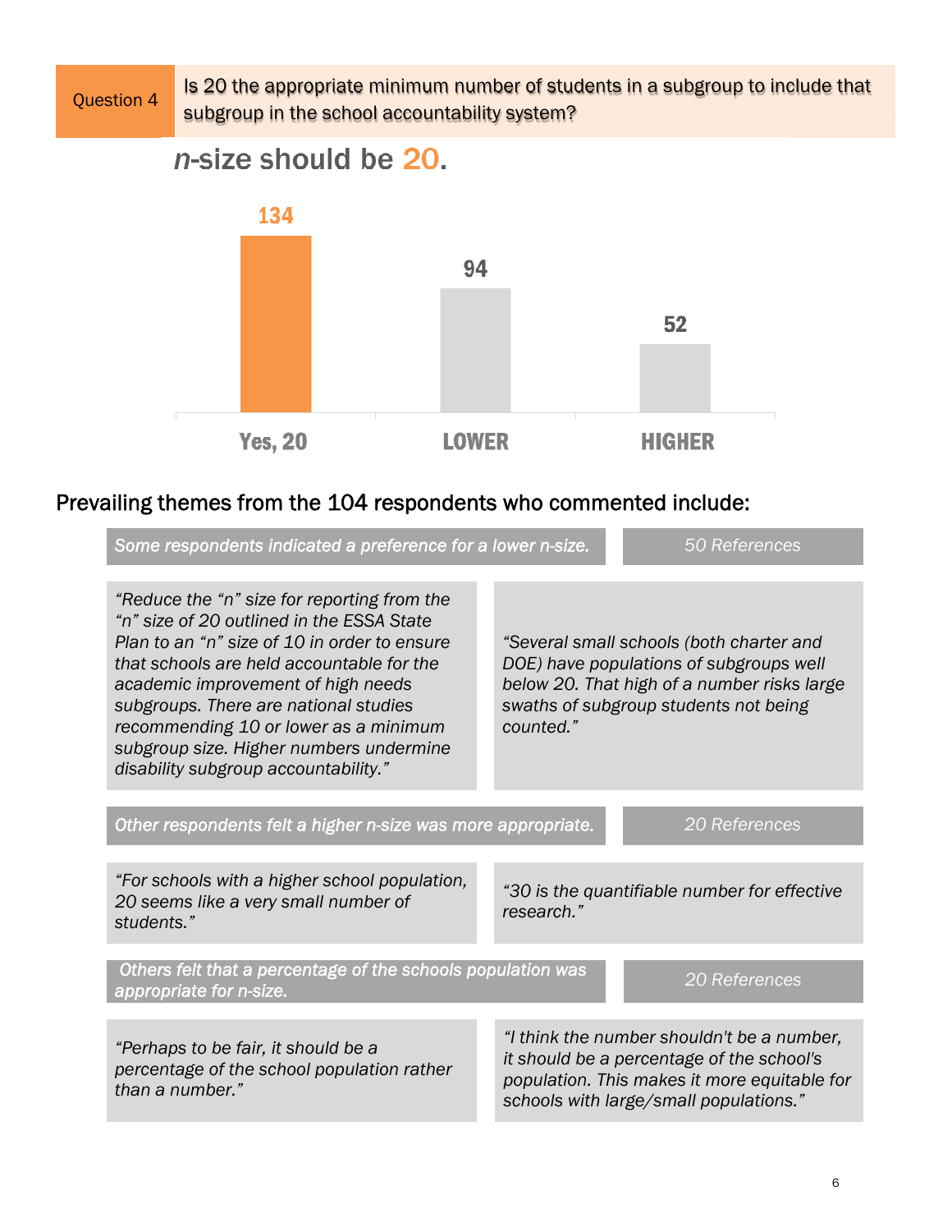**Question 4** | Is 20 the appropriate minimum number of students in a subgroup to include that subgroup in the school accountability system?

## *n*-size should be 20.

| Yes, 20 | LOWER | HIGHER |
|---|---|---|
| 134 | 94 | 52 |

### Prevailing themes from the 104 respondents who commented include:

| *Some respondents indicated a preference for a lower n-size.* | *50 References* |
|---|---|
| *"Reduce the "n" size for reporting from the "n" size of 20 outlined in the ESSA State Plan to an "n" size of 10 in order to ensure that schools are held accountable for the academic improvement of high needs subgroups. There are national studies recommending 10 or lower as a minimum subgroup size. Higher numbers undermine disability subgroup accountability."* | *"Several small schools (both charter and DOE) have populations of subgroups well below 20. That high of a number risks large swaths of subgroup students not being counted."* |

| *Other respondents felt a higher n-size was more appropriate.* | *20 References* |
|---|---|
| *"For schools with a higher school population, 20 seems like a very small number of students."* | *"30 is the quantifiable number for effective research."* |

| *Others felt that a percentage of the schools population was appropriate for n-size.* | *20 References* |
|---|---|
| *"Perhaps to be fair, it should be a percentage of the school population rather than a number."* | *"I think the number shouldn't be a number, it should be a percentage of the school's population. This makes it more equitable for schools with large/small populations."* |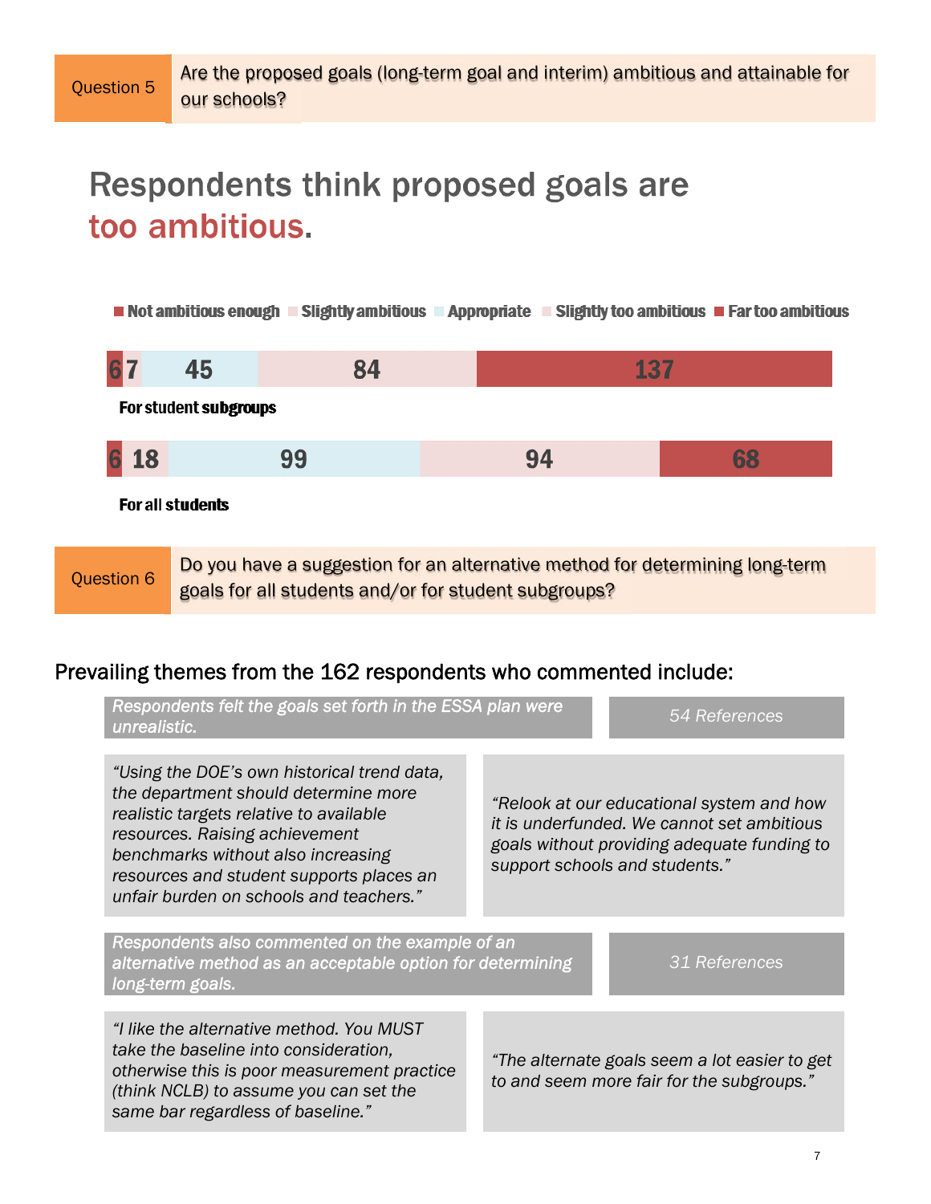Question 5

Are the proposed goals (long-term goal and interim) ambitious and attainable for our schools?

## Respondents think proposed goals are too ambitious.

| | Not ambitious enough | Slightly ambitious | Appropriate | Slightly too ambitious | Far too ambitious |
|---|---|---|---|---|---|
| For student subgroups | 6 | 7 | 45 | 84 | 137 |
| For all students | 6 | 18 | 99 | 94 | 68 |

Question 6

Do you have a suggestion for an alternative method for determining long-term goals for all students and/or for student subgroups?

### Prevailing themes from the 162 respondents who commented include:

*Respondents felt the goals set forth in the ESSA plan were unrealistic.* — *54 References*

*"Using the DOE's own historical trend data, the department should determine more realistic targets relative to available resources. Raising achievement benchmarks without also increasing resources and student supports places an unfair burden on schools and teachers."*

*"Relook at our educational system and how it is underfunded. We cannot set ambitious goals without providing adequate funding to support schools and students."*

*Respondents also commented on the example of an alternative method as an acceptable option for determining long-term goals.* — *31 References*

*"I like the alternative method. You MUST take the baseline into consideration, otherwise this is poor measurement practice (think NCLB) to assume you can set the same bar regardless of baseline."*

*"The alternate goals seem a lot easier to get to and seem more fair for the subgroups."*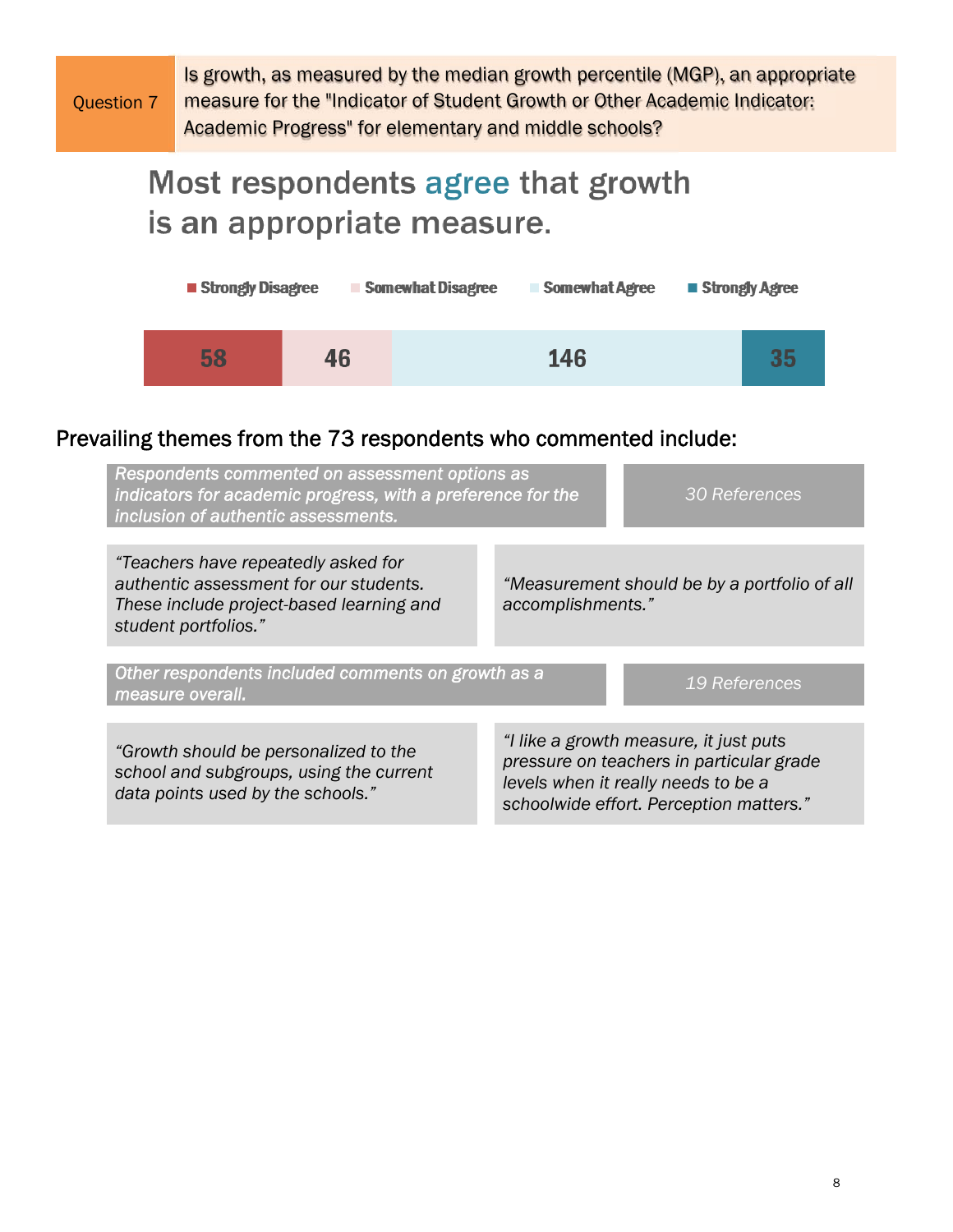**Question 7** | Is growth, as measured by the median growth percentile (MGP), an appropriate measure for the "Indicator of Student Growth or Other Academic Indicator: Academic Progress" for elementary and middle schools?

## Most respondents agree that growth is an appropriate measure.

| Strongly Disagree | Somewhat Disagree | Somewhat Agree | Strongly Agree |
|---|---|---|---|
| 58 | 46 | 146 | 35 |

### Prevailing themes from the 73 respondents who commented include:

| Theme | References |
|---|---|
| *Respondents commented on assessment options as indicators for academic progress, with a preference for the inclusion of authentic assessments.* | *30 References* |

*"Teachers have repeatedly asked for authentic assessment for our students. These include project-based learning and student portfolios."*

*"Measurement should be by a portfolio of all accomplishments."*

| Theme | References |
|---|---|
| *Other respondents included comments on growth as a measure overall.* | *19 References* |

*"Growth should be personalized to the school and subgroups, using the current data points used by the schools."*

*"I like a growth measure, it just puts pressure on teachers in particular grade levels when it really needs to be a schoolwide effort. Perception matters."*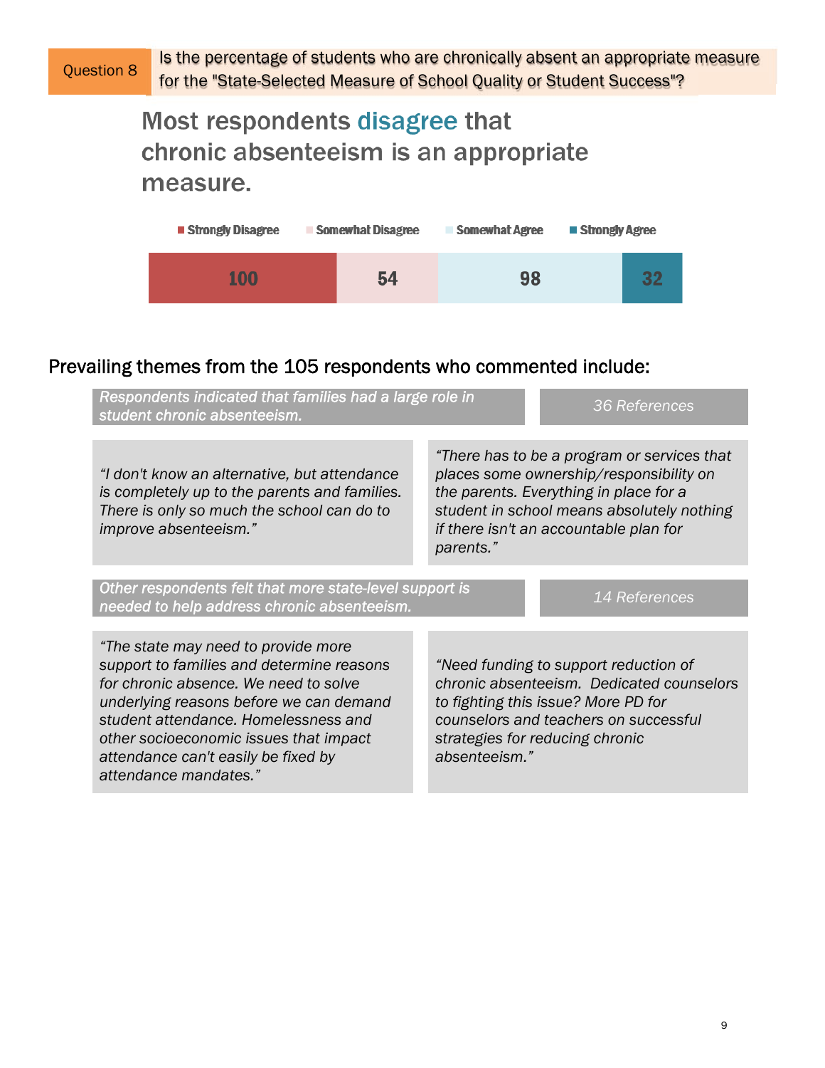Question 8

Is the percentage of students who are chronically absent an appropriate measure for the "State-Selected Measure of School Quality or Student Success"?

## Most respondents disagree that chronic absenteeism is an appropriate measure.

| Strongly Disagree | Somewhat Disagree | Somewhat Agree | Strongly Agree |
|---|---|---|---|
| 100 | 54 | 98 | 32 |

### Prevailing themes from the 105 respondents who commented include:

*Respondents indicated that families had a large role in student chronic absenteeism.* — *36 References*

*"I don't know an alternative, but attendance is completely up to the parents and families. There is only so much the school can do to improve absenteeism."*

*"There has to be a program or services that places some ownership/responsibility on the parents. Everything in place for a student in school means absolutely nothing if there isn't an accountable plan for parents."*

*Other respondents felt that more state-level support is needed to help address chronic absenteeism.* — *14 References*

*"The state may need to provide more support to families and determine reasons for chronic absence. We need to solve underlying reasons before we can demand student attendance. Homelessness and other socioeconomic issues that impact attendance can't easily be fixed by attendance mandates."*

*"Need funding to support reduction of chronic absenteeism. Dedicated counselors to fighting this issue? More PD for counselors and teachers on successful strategies for reducing chronic absenteeism."*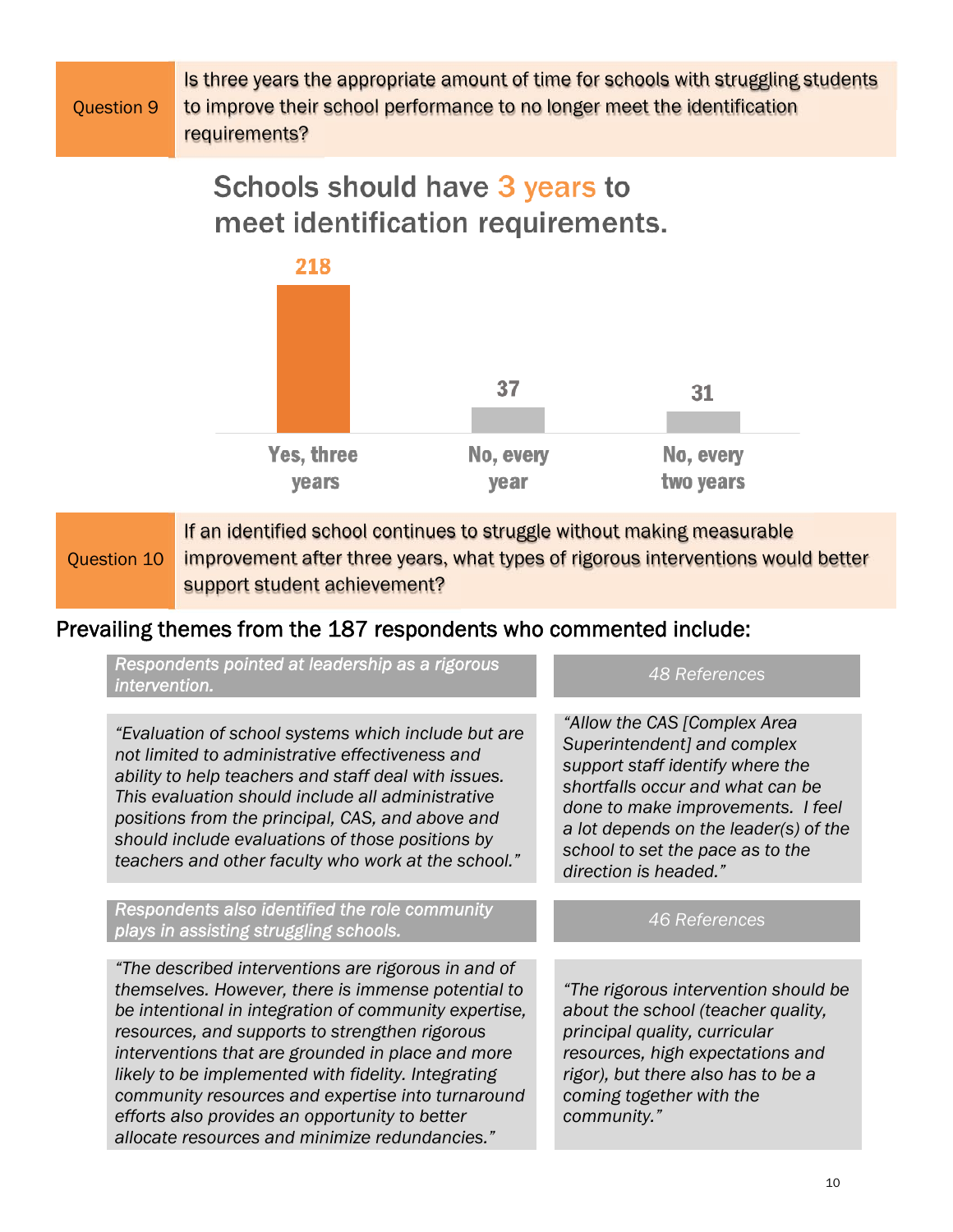**Question 9**

Is three years the appropriate amount of time for schools with struggling students to improve their school performance to no longer meet the identification requirements?

## Schools should have 3 years to meet identification requirements.

| Response | Count |
|---|---|
| Yes, three years | 218 |
| No, every year | 37 |
| No, every two years | 31 |

**Question 10**

If an identified school continues to struggle without making measurable improvement after three years, what types of rigorous interventions would better support student achievement?

### Prevailing themes from the 187 respondents who commented include:

*Respondents pointed at leadership as a rigorous intervention.* — *48 References*

*"Evaluation of school systems which include but are not limited to administrative effectiveness and ability to help teachers and staff deal with issues. This evaluation should include all administrative positions from the principal, CAS, and above and should include evaluations of those positions by teachers and other faculty who work at the school."*

*"Allow the CAS [Complex Area Superintendent] and complex support staff identify where the shortfalls occur and what can be done to make improvements. I feel a lot depends on the leader(s) of the school to set the pace as to the direction is headed."*

*Respondents also identified the role community plays in assisting struggling schools.* — *46 References*

*"The described interventions are rigorous in and of themselves. However, there is immense potential to be intentional in integration of community expertise, resources, and supports to strengthen rigorous interventions that are grounded in place and more likely to be implemented with fidelity. Integrating community resources and expertise into turnaround efforts also provides an opportunity to better allocate resources and minimize redundancies."*

*"The rigorous intervention should be about the school (teacher quality, principal quality, curricular resources, high expectations and rigor), but there also has to be a coming together with the community."*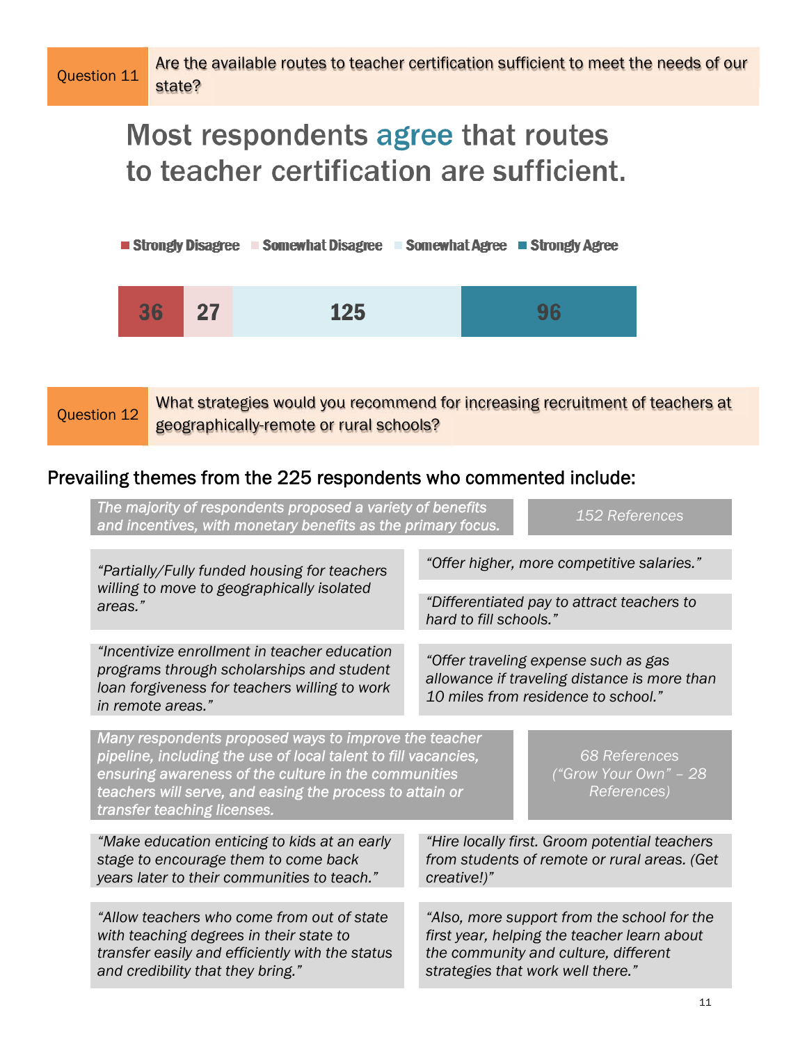**Question 11** Are the available routes to teacher certification sufficient to meet the needs of our state?

## Most respondents agree that routes to teacher certification are sufficient.

| Strongly Disagree | Somewhat Disagree | Somewhat Agree | Strongly Agree |
|---|---|---|---|
| 36 | 27 | 125 | 96 |

**Question 12** What strategies would you recommend for increasing recruitment of teachers at geographically-remote or rural schools?

### Prevailing themes from the 225 respondents who commented include:

*The majority of respondents proposed a variety of benefits and incentives, with monetary benefits as the primary focus.* — *152 References*

- *"Partially/Fully funded housing for teachers willing to move to geographically isolated areas."*
- *"Offer higher, more competitive salaries."*
- *"Differentiated pay to attract teachers to hard to fill schools."*
- *"Incentivize enrollment in teacher education programs through scholarships and student loan forgiveness for teachers willing to work in remote areas."*
- *"Offer traveling expense such as gas allowance if traveling distance is more than 10 miles from residence to school."*

*Many respondents proposed ways to improve the teacher pipeline, including the use of local talent to fill vacancies, ensuring awareness of the culture in the communities teachers will serve, and easing the process to attain or transfer teaching licenses.* — *68 References ("Grow Your Own" – 28 References)*

- *"Make education enticing to kids at an early stage to encourage them to come back years later to their communities to teach."*
- *"Hire locally first. Groom potential teachers from students of remote or rural areas. (Get creative!)"*
- *"Allow teachers who come from out of state with teaching degrees in their state to transfer easily and efficiently with the status and credibility that they bring."*
- *"Also, more support from the school for the first year, helping the teacher learn about the community and culture, different strategies that work well there."*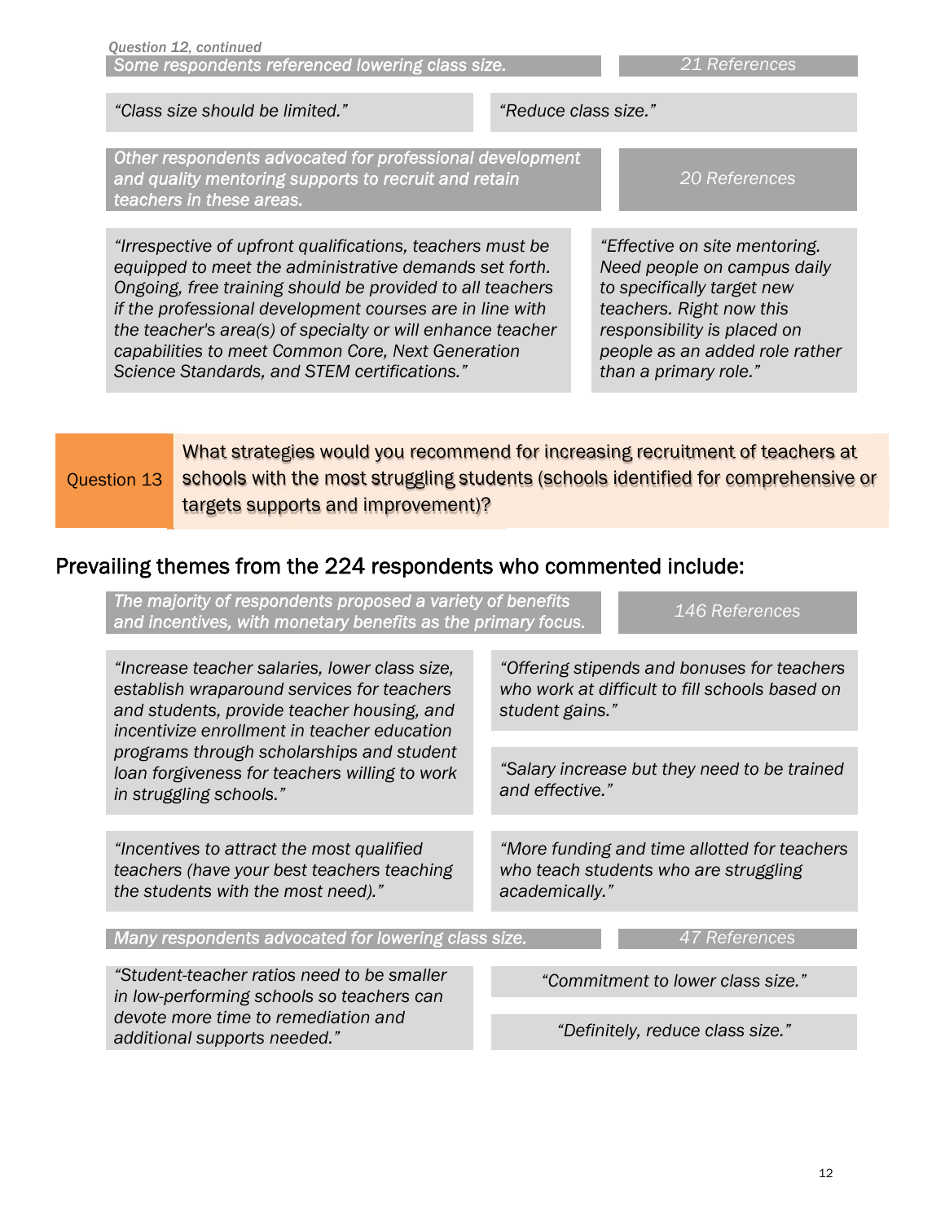*Question 12, continued*

*Some respondents referenced lowering class size.* — *21 References*

*"Class size should be limited."*

*"Reduce class size."*

*Other respondents advocated for professional development and quality mentoring supports to recruit and retain teachers in these areas.* — *20 References*

*"Irrespective of upfront qualifications, teachers must be equipped to meet the administrative demands set forth. Ongoing, free training should be provided to all teachers if the professional development courses are in line with the teacher's area(s) of specialty or will enhance teacher capabilities to meet Common Core, Next Generation Science Standards, and STEM certifications."*

*"Effective on site mentoring. Need people on campus daily to specifically target new teachers. Right now this responsibility is placed on people as an added role rather than a primary role."*

**Question 13** What strategies would you recommend for increasing recruitment of teachers at schools with the most struggling students (schools identified for comprehensive or targets supports and improvement)?

## Prevailing themes from the 224 respondents who commented include:

*The majority of respondents proposed a variety of benefits and incentives, with monetary benefits as the primary focus.* — *146 References*

*"Increase teacher salaries, lower class size, establish wraparound services for teachers and students, provide teacher housing, and incentivize enrollment in teacher education programs through scholarships and student loan forgiveness for teachers willing to work in struggling schools."*

*"Offering stipends and bonuses for teachers who work at difficult to fill schools based on student gains."*

*"Salary increase but they need to be trained and effective."*

*"Incentives to attract the most qualified teachers (have your best teachers teaching the students with the most need)."*

*"More funding and time allotted for teachers who teach students who are struggling academically."*

*Many respondents advocated for lowering class size.* — *47 References*

*"Student-teacher ratios need to be smaller in low-performing schools so teachers can devote more time to remediation and additional supports needed."*

*"Commitment to lower class size."*

*"Definitely, reduce class size."*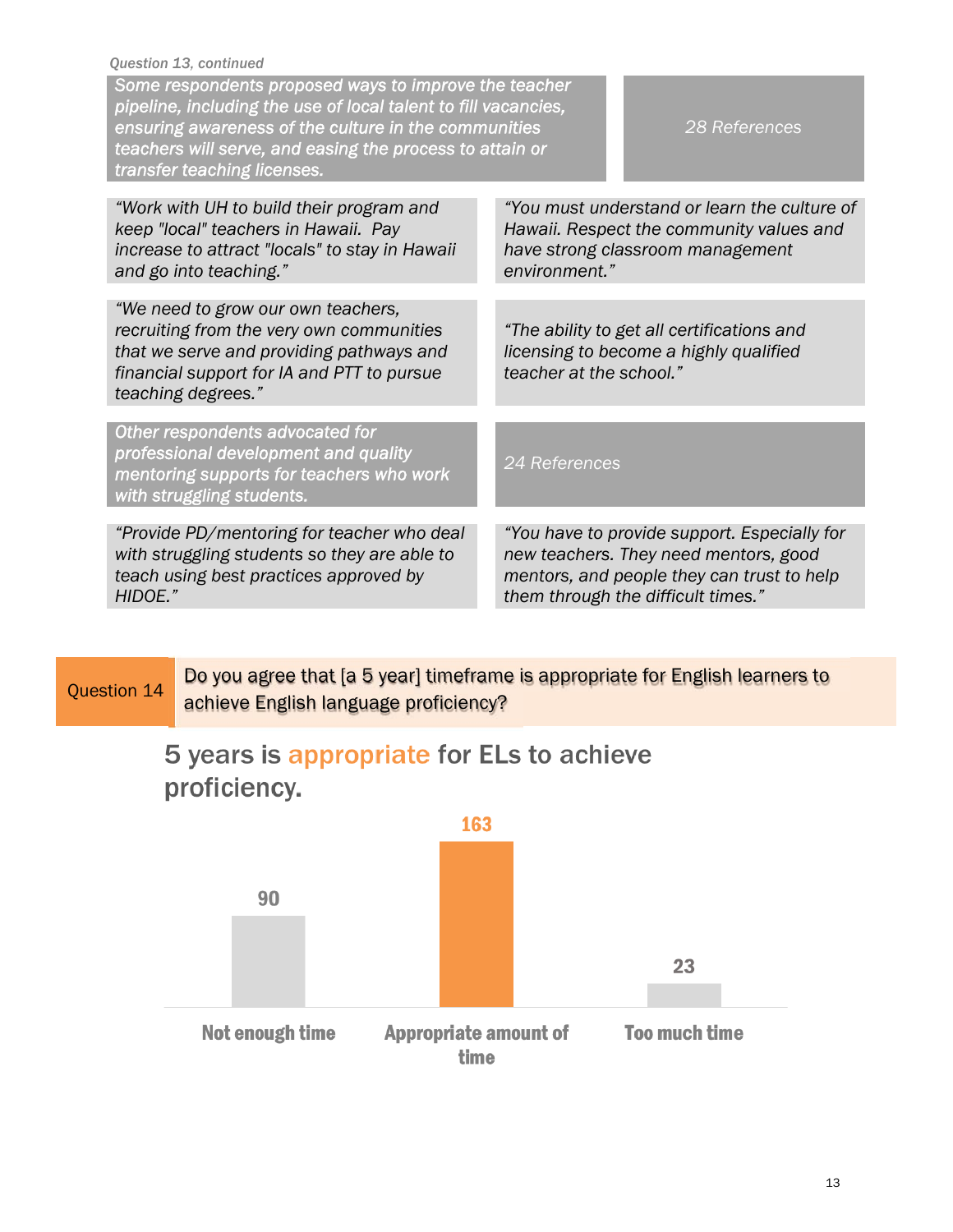*Question 13, continued*

| *Some respondents proposed ways to improve the teacher pipeline, including the use of local talent to fill vacancies, ensuring awareness of the culture in the communities teachers will serve, and easing the process to attain or transfer teaching licenses.* | *28 References* |
|---|---|
| *"Work with UH to build their program and keep "local" teachers in Hawaii. Pay increase to attract "locals" to stay in Hawaii and go into teaching."* | *"You must understand or learn the culture of Hawaii. Respect the community values and have strong classroom management environment."* |
| *"We need to grow our own teachers, recruiting from the very own communities that we serve and providing pathways and financial support for IA and PTT to pursue teaching degrees."* | *"The ability to get all certifications and licensing to become a highly qualified teacher at the school."* |

| *Other respondents advocated for professional development and quality mentoring supports for teachers who work with struggling students.* | *24 References* |
|---|---|
| *"Provide PD/mentoring for teacher who deal with struggling students so they are able to teach using best practices approved by HIDOE."* | *"You have to provide support. Especially for new teachers. They need mentors, good mentors, and people they can trust to help them through the difficult times."* |

**Question 14** Do you agree that [a 5 year] timeframe is appropriate for English learners to achieve English language proficiency?

## 5 years is appropriate for ELs to achieve proficiency.

| Not enough time | Appropriate amount of time | Too much time |
|---|---|---|
| 90 | 163 | 23 |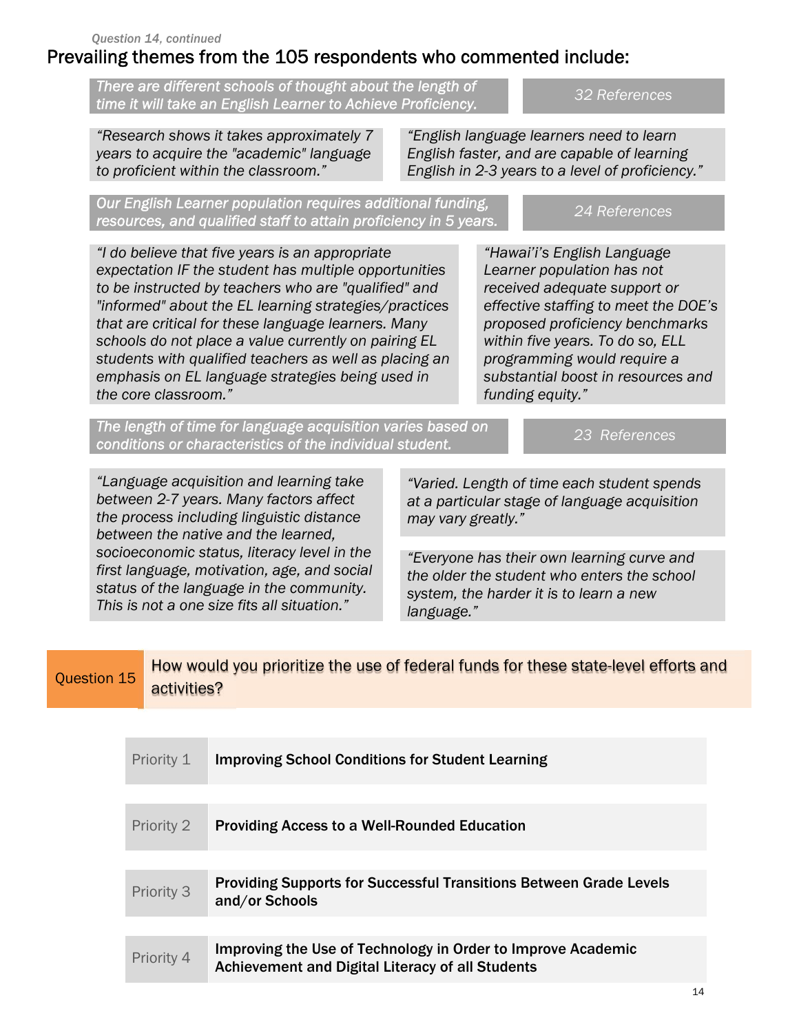*Question 14, continued*

## Prevailing themes from the 105 respondents who commented include:

| *There are different schools of thought about the length of time it will take an English Learner to Achieve Proficiency.* | *32 References* |
|---|---|

*"Research shows it takes approximately 7 years to acquire the "academic" language to proficient within the classroom."*

*"English language learners need to learn English faster, and are capable of learning English in 2-3 years to a level of proficiency."*

| *Our English Learner population requires additional funding, resources, and qualified staff to attain proficiency in 5 years.* | *24 References* |
|---|---|

*"I do believe that five years is an appropriate expectation IF the student has multiple opportunities to be instructed by teachers who are "qualified" and "informed" about the EL learning strategies/practices that are critical for these language learners. Many schools do not place a value currently on pairing EL students with qualified teachers as well as placing an emphasis on EL language strategies being used in the core classroom."*

*"Hawai'i's English Language Learner population has not received adequate support or effective staffing to meet the DOE's proposed proficiency benchmarks within five years. To do so, ELL programming would require a substantial boost in resources and funding equity."*

| *The length of time for language acquisition varies based on conditions or characteristics of the individual student.* | *23 References* |
|---|---|

*"Language acquisition and learning take between 2-7 years. Many factors affect the process including linguistic distance between the native and the learned, socioeconomic status, literacy level in the first language, motivation, age, and social status of the language in the community. This is not a one size fits all situation."*

*"Varied. Length of time each student spends at a particular stage of language acquisition may vary greatly."*

*"Everyone has their own learning curve and the older the student who enters the school system, the harder it is to learn a new language."*

## Question 15 How would you prioritize the use of federal funds for these state-level efforts and activities?

| Priority | Effort/Activity |
|---|---|
| Priority 1 | **Improving School Conditions for Student Learning** |
| Priority 2 | **Providing Access to a Well-Rounded Education** |
| Priority 3 | **Providing Supports for Successful Transitions Between Grade Levels and/or Schools** |
| Priority 4 | **Improving the Use of Technology in Order to Improve Academic Achievement and Digital Literacy of all Students** |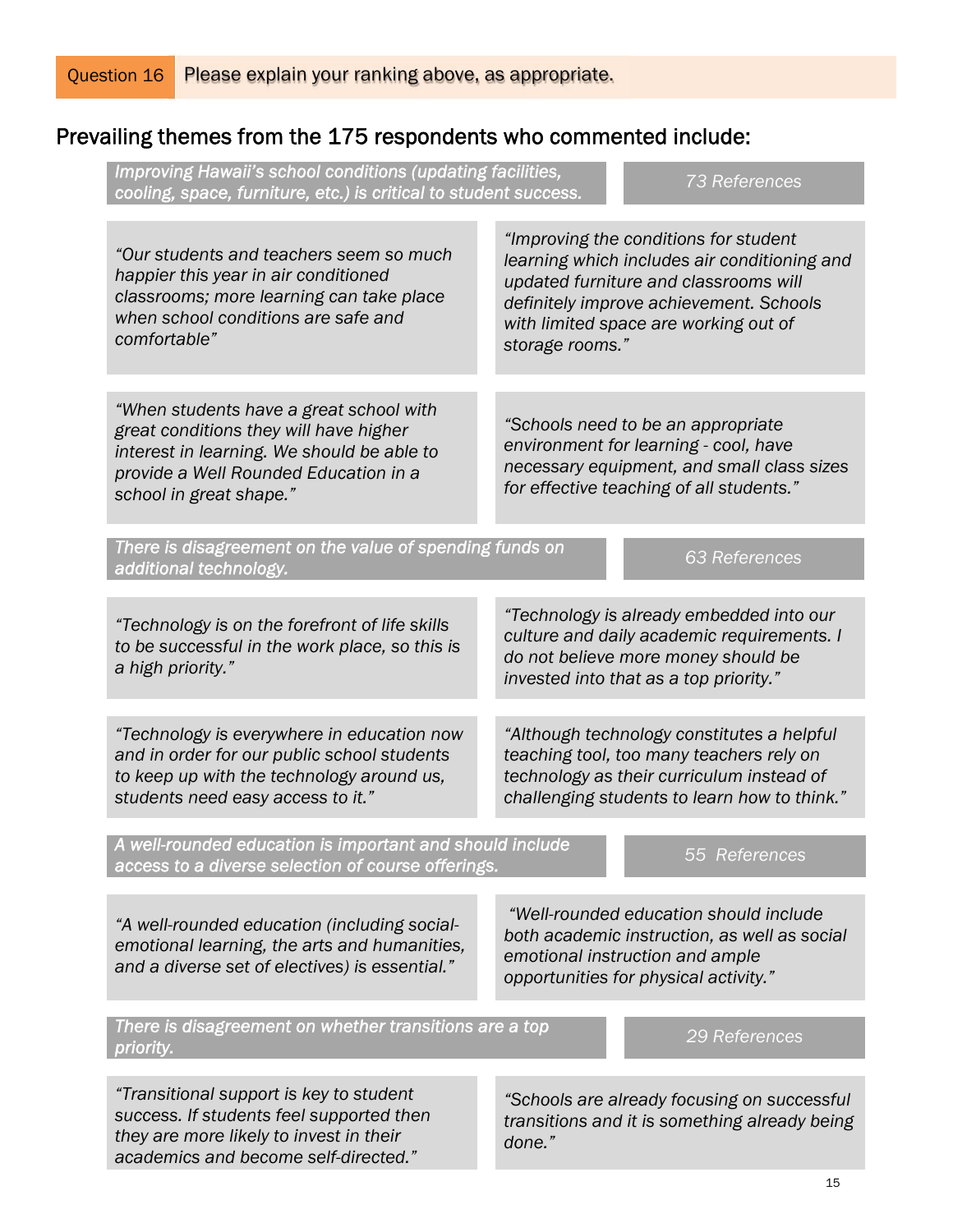**Question 16** Please explain your ranking above, as appropriate.

## Prevailing themes from the 175 respondents who commented include:

| *Improving Hawaii's school conditions (updating facilities, cooling, space, furniture, etc.) is critical to student success.* | *73 References* |
|---|---|

*"Our students and teachers seem so much happier this year in air conditioned classrooms; more learning can take place when school conditions are safe and comfortable"*

*"Improving the conditions for student learning which includes air conditioning and updated furniture and classrooms will definitely improve achievement. Schools with limited space are working out of storage rooms."*

*"When students have a great school with great conditions they will have higher interest in learning. We should be able to provide a Well Rounded Education in a school in great shape."*

*"Schools need to be an appropriate environment for learning - cool, have necessary equipment, and small class sizes for effective teaching of all students."*

| *There is disagreement on the value of spending funds on additional technology.* | *63 References* |
|---|---|

*"Technology is on the forefront of life skills to be successful in the work place, so this is a high priority."*

*"Technology is already embedded into our culture and daily academic requirements. I do not believe more money should be invested into that as a top priority."*

*"Technology is everywhere in education now and in order for our public school students to keep up with the technology around us, students need easy access to it."*

*"Although technology constitutes a helpful teaching tool, too many teachers rely on technology as their curriculum instead of challenging students to learn how to think."*

| *A well-rounded education is important and should include access to a diverse selection of course offerings.* | *55 References* |
|---|---|

*"A well-rounded education (including social-emotional learning, the arts and humanities, and a diverse set of electives) is essential."*

*"Well-rounded education should include both academic instruction, as well as social emotional instruction and ample opportunities for physical activity."*

| *There is disagreement on whether transitions are a top priority.* | *29 References* |
|---|---|

*"Transitional support is key to student success. If students feel supported then they are more likely to invest in their academics and become self-directed."*

*"Schools are already focusing on successful transitions and it is something already being done."*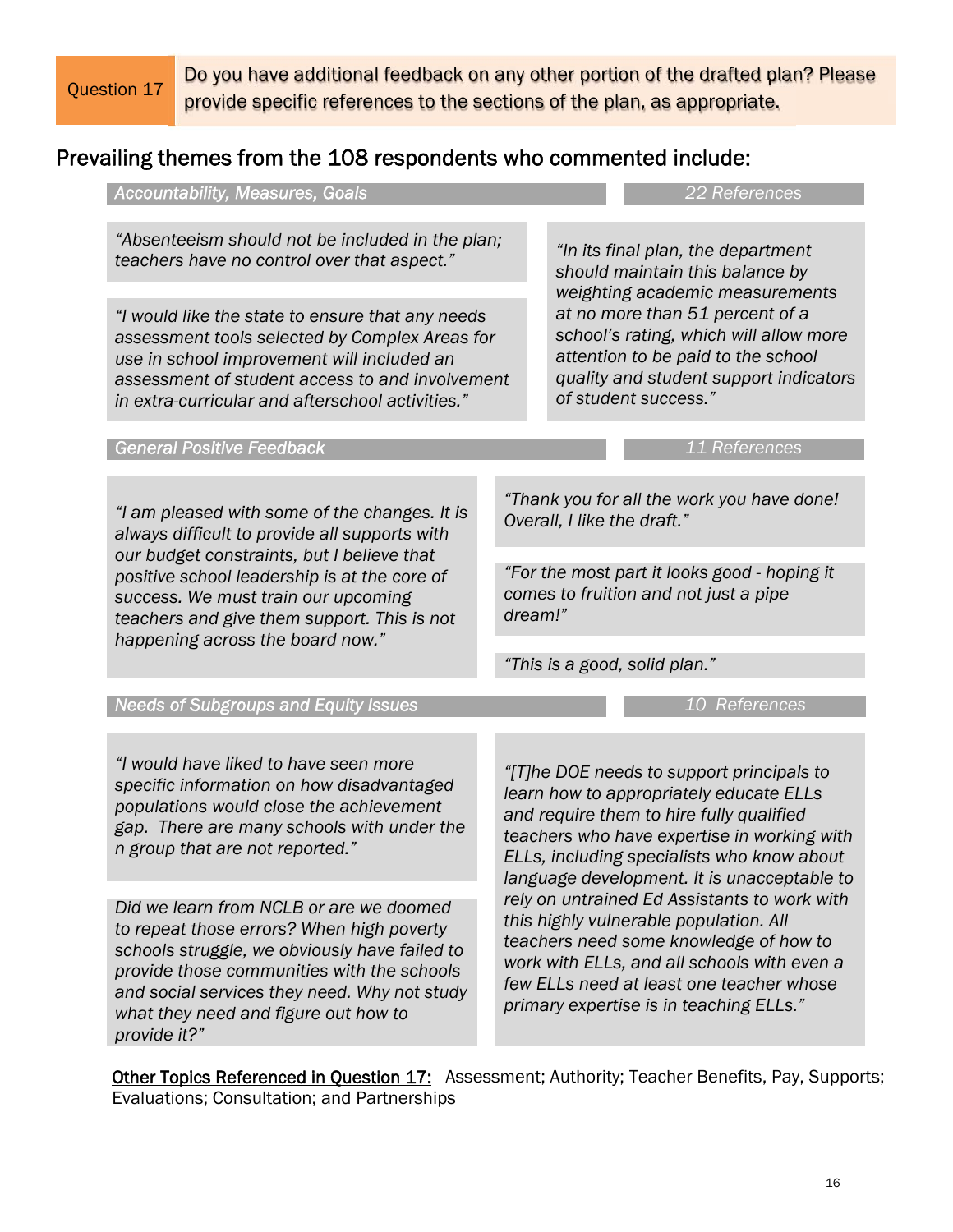**Question 17** Do you have additional feedback on any other portion of the drafted plan? Please provide specific references to the sections of the plan, as appropriate.

## Prevailing themes from the 108 respondents who commented include:

### *Accountability, Measures, Goals* — *22 References*

*"Absenteeism should not be included in the plan; teachers have no control over that aspect."*

*"I would like the state to ensure that any needs assessment tools selected by Complex Areas for use in school improvement will included an assessment of student access to and involvement in extra-curricular and afterschool activities."*

*"In its final plan, the department should maintain this balance by weighting academic measurements at no more than 51 percent of a school's rating, which will allow more attention to be paid to the school quality and student support indicators of student success."*

### *General Positive Feedback* — *11 References*

*"I am pleased with some of the changes. It is always difficult to provide all supports with our budget constraints, but I believe that positive school leadership is at the core of success. We must train our upcoming teachers and give them support. This is not happening across the board now."*

*"Thank you for all the work you have done! Overall, I like the draft."*

*"For the most part it looks good - hoping it comes to fruition and not just a pipe dream!"*

*"This is a good, solid plan."*

### *Needs of Subgroups and Equity Issues* — *10 References*

*"I would have liked to have seen more specific information on how disadvantaged populations would close the achievement gap. There are many schools with under the n group that are not reported."*

*Did we learn from NCLB or are we doomed to repeat those errors? When high poverty schools struggle, we obviously have failed to provide those communities with the schools and social services they need. Why not study what they need and figure out how to provide it?"*

*"[T]he DOE needs to support principals to learn how to appropriately educate ELLs and require them to hire fully qualified teachers who have expertise in working with ELLs, including specialists who know about language development. It is unacceptable to rely on untrained Ed Assistants to work with this highly vulnerable population. All teachers need some knowledge of how to work with ELLs, and all schools with even a few ELLs need at least one teacher whose primary expertise is in teaching ELLs."*

<u>Other Topics Referenced in Question 17:</u> Assessment; Authority; Teacher Benefits, Pay, Supports; Evaluations; Consultation; and Partnerships